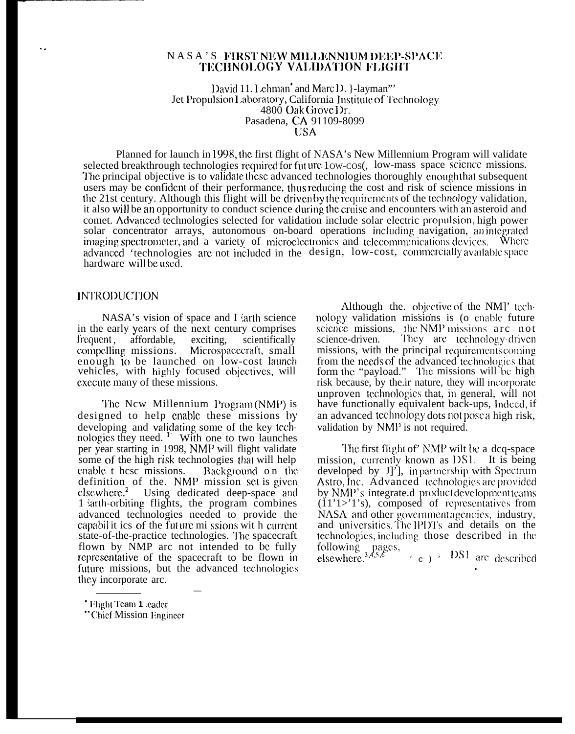# NASA'S FIRST NEW MILLENNIUM DEEP-SPACE TECHNOLOGY VALIDATION FLIGHT

David H. Lehman* and Marc D. Rayman**
Jet Propulsion Laboratory, California Institute of Technology
4800 Oak Grove Dr.
Pasadena, CA 91109-8099
USA

Planned for launch in 1998, the first flight of NASA's New Millennium Program will validate selected breakthrough technologies required for future low-cost, low-mass space science missions. The principal objective is to validate these advanced technologies thoroughly enough that subsequent users may be confident of their performance, thus reducing the cost and risk of science missions in the 21st century. Although this flight will be driven by the requirements of the technology validation, it also will be an opportunity to conduct science during the cruise and encounters with an asteroid and comet. Advanced technologies selected for validation include solar electric propulsion, high power solar concentrator arrays, autonomous on-board operations including navigation, an integrated imaging spectrometer, and a variety of microelectronics and telecommunications devices. Where advanced technologies are not included in the design, low-cost, commercially available space hardware will be used.

## INTRODUCTION

NASA's vision of space and Earth science in the early years of the next century comprises frequent, affordable, exciting, scientifically compelling missions. Microspacecraft, small enough to be launched on low-cost launch vehicles, with highly focused objectives, will execute many of these missions.

The New Millennium Program (NMP) is designed to help enable these missions by developing and validating some of the key technologies they need.[1] With one to two launches per year starting in 1998, NMP will flight validate some of the high risk technologies that will help enable these missions. Background on the definition of the NMP mission set is given elsewhere.[2] Using dedicated deep-space and Earth-orbiting flights, the program combines advanced technologies needed to provide the capabilities of the future missions with current state-of-the-practice technologies. The spacecraft flown by NMP are not intended to be fully representative of the spacecraft to be flown in future missions, but the advanced technologies they incorporate are.

Although the objective of the NMP technology validation missions is to enable future science missions, the NMP missions are not science-driven. They are technology-driven missions, with the principal requirements coming from the needs of the advanced technologies that form the "payload." The missions will be high risk because, by their nature, they will incorporate unproven technologies that, in general, will not have functionally equivalent back-ups. Indeed, if an advanced technology does not pose a high risk, validation by NMP is not required.

The first flight of NMP will be a deep-space mission, currently known as DS1. It is being developed by JPL, in partnership with Spectrum Astro, Inc. Advanced technologies are provided by NMP's integrated product development teams (IPDTs), composed of representatives from NASA and other government agencies, industry, and universities. The IPDTs and details on the technologies, including those described in the following pages, elsewhere.[3,4,5,6] ... DS1 are described

* Flight Team Leader

** Chief Mission Engineer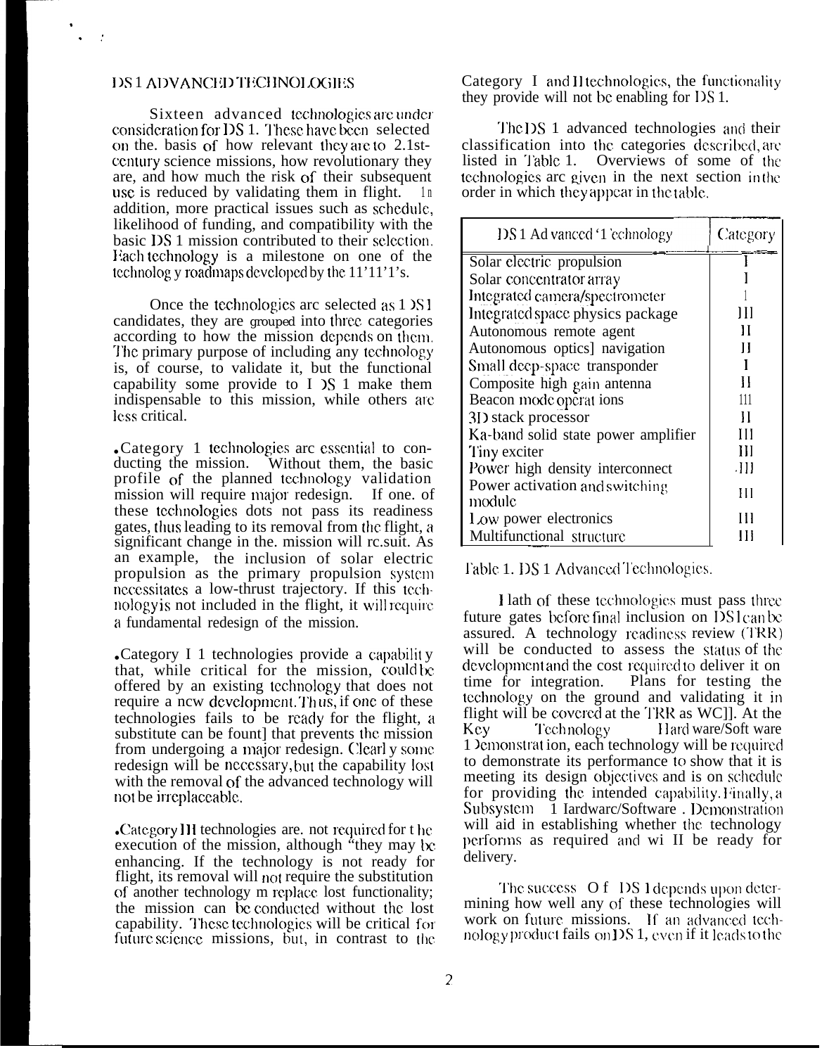## DS 1 ADVANCED TECHNOLOGIES

Sixteen advanced technologies are under consideration for DS 1. These have been selected on the. basis of how relevant they are to 21st-century science missions, how revolutionary they are, and how much the risk of their subsequent use is reduced by validating them in flight. In addition, more practical issues such as schedule, likelihood of funding, and compatibility with the basic DS 1 mission contributed to their selection. Each technology is a milestone on one of the technology roadmaps developed by the IPT's.

Once the technologies are selected as DS 1 candidates, they are grouped into three categories according to how the mission depends on them. The primary purpose of including any technology is, of course, to validate it, but the functional capability some provide to DS 1 make them indispensable to this mission, while others are less critical.

- Category I technologies are essential to conducting the mission. Without them, the basic profile of the planned technology validation mission will require major redesign. If one. of these technologies does not pass its readiness gates, thus leading to its removal from the flight, a significant change in the. mission will result. As an example, the inclusion of solar electric propulsion as the primary propulsion system necessitates a low-thrust trajectory. If this technology is not included in the flight, it will require a fundamental redesign of the mission.

- Category II technologies provide a capability that, while critical for the mission, could be offered by an existing technology that does not require a new development. Thus, if one of these technologies fails to be ready for the flight, a substitute can be found that prevents the mission from undergoing a major redesign. Clearly some redesign will be necessary, but the capability lost with the removal of the advanced technology will not be irreplaceable.

- Category III technologies are. not required for the execution of the mission, although "they may be enhancing. If the technology is not ready for flight, its removal will not require the substitution of another technology m replace lost functionality; the mission can be conducted without the lost capability. These technologies will be critical for future science missions, but, in contrast to the Category I and II technologies, the functionality they provide will not be enabling for DS 1.

The DS 1 advanced technologies and their classification into the categories described, are listed in Table 1. Overviews of some of the technologies are given in the next section in the order in which they appear in the table.

| DS 1 Advanced Technology | Category |
|---|---|
| Solar electric propulsion | I |
| Solar concentrator array | I |
| Integrated camera/spectrometer | I |
| Integrated space physics package | III |
| Autonomous remote agent | II |
| Autonomous optical navigation | II |
| Small deep-space transponder | I |
| Composite high gain antenna | II |
| Beacon mode operations | III |
| 3D stack processor | II |
| Ka-band solid state power amplifier | III |
| Tiny exciter | III |
| Power high density interconnect | III |
| Power activation and switching module | III |
| Low power electronics | III |
| Multifunctional structure | III |

Table 1. DS 1 Advanced Technologies.

Each of these technologies must pass three future gates before final inclusion on DS1 can be assured. A technology readiness review (TRR) will be conducted to assess the status of the development and the cost required to deliver it on time for integration. Plans for testing the technology on the ground and validating it in flight will be covered at the TRR as well. At the Key Technology Hardware/Software Demonstration, each technology will be required to demonstrate its performance to show that it is meeting its design objectives and is on schedule for providing the intended capability. Finally, a Subsystem Hardware/Software . Demonstration will aid in establishing whether the technology performs as required and will be ready for delivery.

The success of DS 1 depends upon determining how well any of these technologies will work on future missions. If an advanced technology product fails on DS 1, even if it leads to the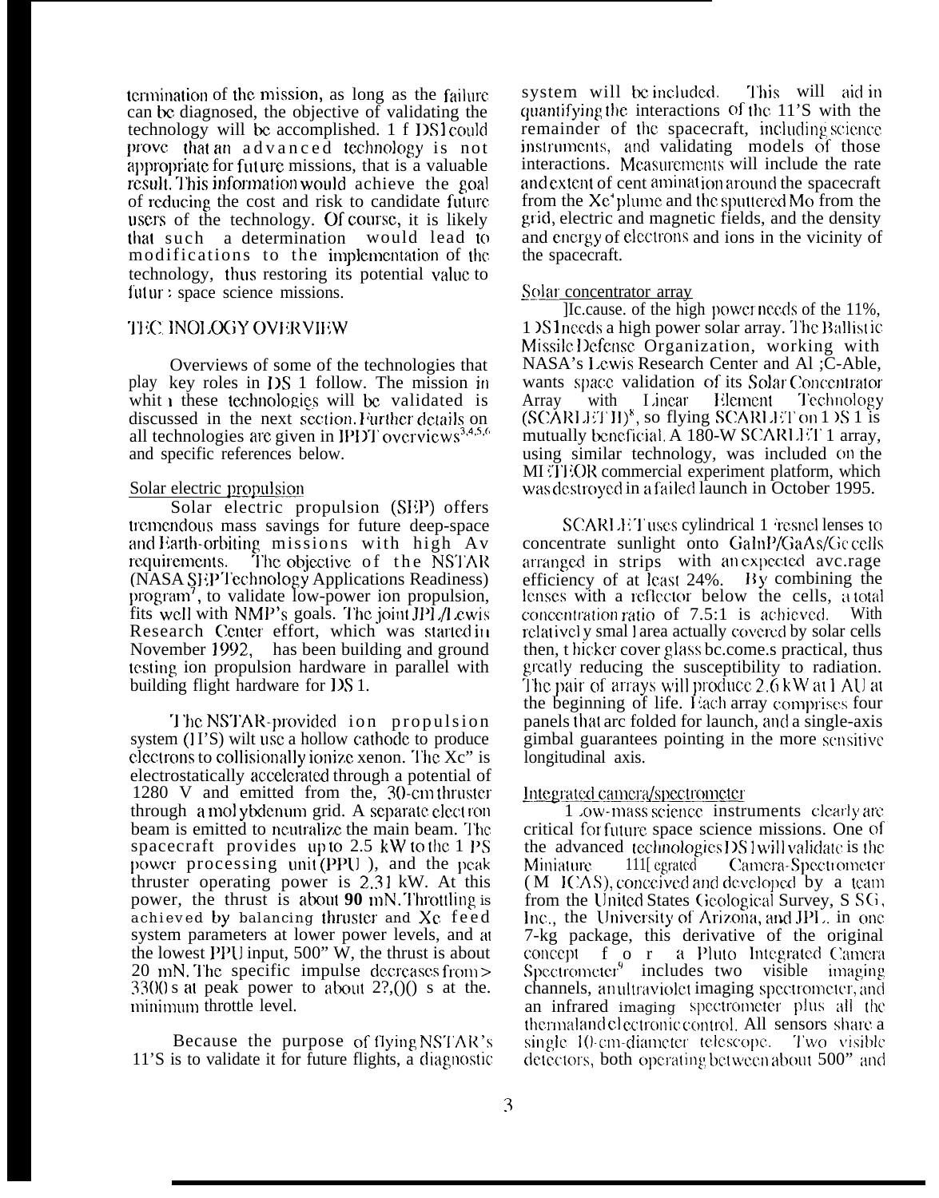termination of the mission, as long as the failure can be diagnosed, the objective of validating the technology will be accomplished. 1 f DS1 could prove that an advanced technology is not appropriate for future missions, that is a valuable result. This information would achieve the goal of reducing the cost and risk to candidate future users of the technology. Of course, it is likely that such a determination would lead to modifications to the implementation of the technology, thus restoring its potential value to futur : space science missions.

## TEC INOLOGY OVERVIEW

Overviews of some of the technologies that play key roles in DS 1 follow. The mission in whit 1 these technologies will be validated is discussed in the next section. Further details on all technologies are given in IPDT overviews[3,4,5,6] and specific references below.

### Solar electric propulsion

Solar electric propulsion (SEP) offers tremendous mass savings for future deep-space and Earth-orbiting missions with high Av requirements. The objective of the NSTAR (NASA SEP Technology Applications Readiness) program[7], to validate low-power ion propulsion, fits well with NMP's goals. The joint JPL/Lewis Research Center effort, which was started in November 1992, has been building and ground testing ion propulsion hardware in parallel with building flight hardware for DS 1.

The NSTAR-provided ion propulsion system (I l'S) wilt use a hollow cathode to produce electrons to collisionally ionize xenon. The Xc" is electrostatically accelerated through a potential of 1280 V and emitted from the, 30-cm thruster through a molybdenum grid. A separate electron beam is emitted to neutralize the main beam. The spacecraft provides up to 2.5 kW to the 1 PS power processing unit (PPU ), and the peak thruster operating power is 2.31 kW. At this power, the thrust is about **90** mN. Throttling is achieved by balancing thruster and Xc feed system parameters at lower power levels, and at the lowest PPU input, 500" W, the thrust is about 20 mN. The specific impulse decreases from > 3300 s at peak power to about 2?,()() s at the. minimum throttle level.

Because the purpose of flying NSTAR's 11'S is to validate it for future flights, a diagnostic system will be included. This will aid in quantifying the interactions of the 11'S with the remainder of the spacecraft, including science instruments, and validating models of those interactions. Measurements will include the rate and extent of cont amination around the spacecraft from the $Xe^+$ plume and the sputtered Mo from the grid, electric and magnetic fields, and the density and energy of electrons and ions in the vicinity of the spacecraft.

### Solar concentrator array

]Ic.cause. of the high power needs of the 11%, 1 )S1 needs a high power solar array. The Ballistic Missile Defense Organization, working with NASA's Lewis Research Center and Al ;C-Able, wants space validation of its Solar Concentrator Array with Linear Element Technology (SCARLET II)[8], so flying SCARLET on 1 )S 1 is mutually beneficial. A 180-W SCARLET 1 array, using similar technology, was included on the METEOR commercial experiment platform, which was destroyed in a failed launch in October 1995.

SCARLET uses cylindrical 1 Fresnel lenses to concentrate sunlight onto GaInP/GaAs/Ge cells arranged in strips with an expected avc.rage efficiency of at least 24%. By combining the lenses with a reflector below the cells, a total concentration ratio of 7.5:1 is achieved. With relativel y smal l area actually covered by solar cells then, t hicker cover glass bc.come.s practical, thus greatly reducing the susceptibility to radiation. The pair of arrays will produce 2.6 kW at 1 AU at the beginning of life. Each array comprises four panels that are folded for launch, and a single-axis gimbal guarantees pointing in the more sensitive longitudinal axis.

### Integrated camera/spectrometer

1 .ow-mass science instruments clearly are critical for future space science missions. One of the advanced technologies DS 1 will validate is the Miniature 111[egrated Camera-Spectrometer (M ICAS), conceived and developed by a team from the United States Geological Survey, S SG, Inc., the University of Arizona, and JPL. in one 7-kg package, this derivative of the original concept for a Pluto Integrated Camera Spectrometer[9] includes two visible imaging channels, an ultraviolet imaging spectrometer, and an infrared imaging spectrometer plus all the thermal and electronic control. All sensors share a single 10-cm-diameter telescope. Two visible detectors, both operating between about 500" and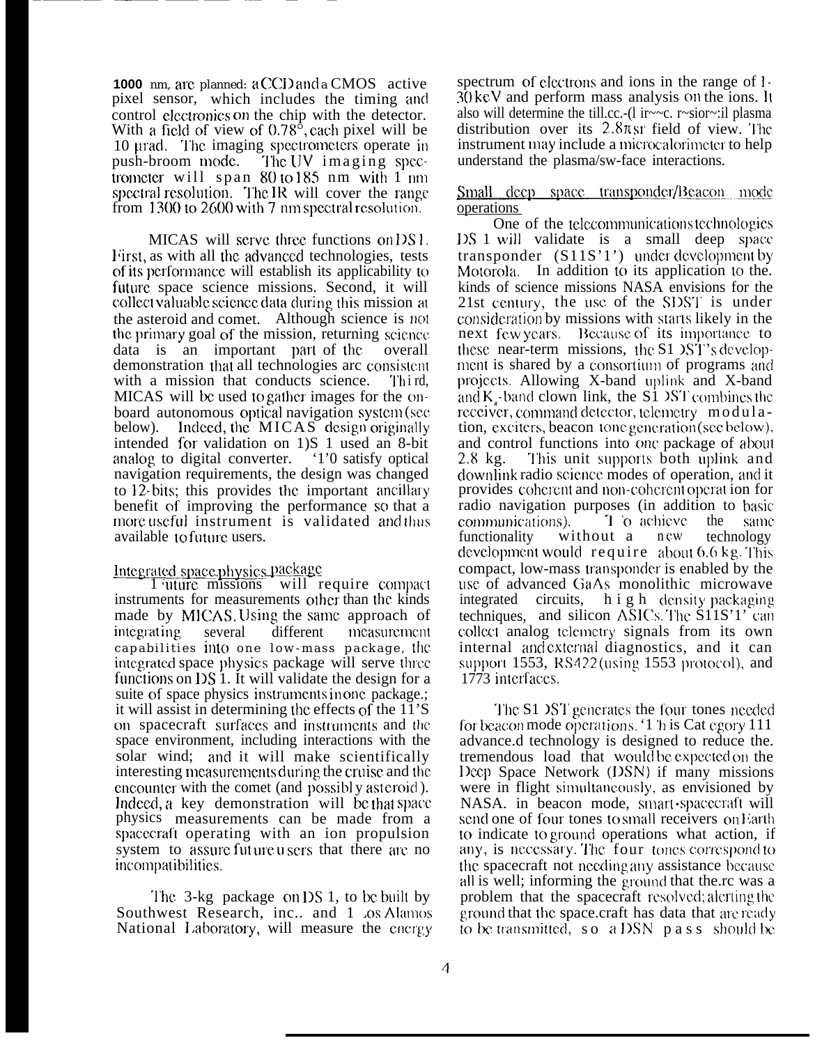1000 nm, are planned: a CCD and a CMOS active pixel sensor, which includes the timing and control electronics on the chip with the detector. With a field of view of 0.78°, each pixel will be 10 μrad. The imaging spectrometers operate in push-broom mode. The UV imaging spectrometer will span 80 to 185 nm with 1 nm spectral resolution. The IR will cover the range from 1300 to 2600 with 7 nm spectral resolution.

MICAS will serve three functions on DS1. First, as with all the advanced technologies, tests of its performance will establish its applicability to future space science missions. Second, it will collect valuable science data during this mission at the asteroid and comet. Although science is not the primary goal of the mission, returning science data is an important part of the overall demonstration that all technologies are consistent with a mission that conducts science. Third, MICAS will be used to gather images for the on-board autonomous optical navigation system (see below). Indeed, the MICAS design originally intended for validation on DS 1 used an 8-bit analog to digital converter. To satisfy optical navigation requirements, the design was changed to 12-bits; this provides the important ancillary benefit of improving the performance so that a more useful instrument is validated and thus available to future users.

Integrated space physics package

Future missions will require compact instruments for measurements other than the kinds made by MICAS. Using the same approach of integrating several different measurement capabilities into one low-mass package, the integrated space physics package will serve three functions on DS 1. It will validate the design for a suite of space physics instruments in one package.; it will assist in determining the effects of the IPS on spacecraft surfaces and instruments and the space environment, including interactions with the solar wind; and it will make scientifically interesting measurements during the cruise and the encounter with the comet (and possibly asteroid). Indeed, a key demonstration will be that space physics measurements can be made from a spacecraft operating with an ion propulsion system to assure future users that there are no incompatibilities.

The 3-kg package on DS 1, to be built by Southwest Research, inc.. and Los Alamos National Laboratory, will measure the energy spectrum of electrons and ions in the range of 1-30 keV and perform mass analysis on the ions. It also will determine the till.cc.-(l ir~~c. r~sior~:il plasma distribution over its $2.8\pi$ sr field of view. The instrument may include a microcalorimeter to help understand the plasma/surface interactions.

Small deep space transponder/Beacon mode operations

One of the telecommunications technologies DS 1 will validate is a small deep space transponder (SDST) under development by Motorola. In addition to its application to the kinds of science missions NASA envisions for the 21st century, the use of the SDST is under consideration by missions with starts likely in the next few years. Because of its importance to these near-term missions, the SDST's development is shared by a consortium of programs and projects. Allowing X-band uplink and X-band and $K_a$-band down link, the SDST combines the receiver, command detector, telemetry modulation, exciters, beacon tone generation (see below), and control functions into one package of about 2.8 kg. This unit supports both uplink and downlink radio science modes of operation, and it provides coherent and non-coherent operation for radio navigation purposes (in addition to basic communications). To achieve the same functionality without a new technology development would require about 6.6 kg. This compact, low-mass transponder is enabled by the use of advanced GaAs monolithic microwave integrated circuits, high density packaging techniques, and silicon ASICs. The SDST can collect analog telemetry signals from its own internal and external diagnostics, and it can support 1553, RS422 (using 1553 protocol), and 1773 interfaces.

The SDST generates the four tones needed for beacon mode operations. This Category III advance.d technology is designed to reduce the. tremendous load that would be expected on the Deep Space Network (DSN) if many missions were in flight simultaneously, as envisioned by NASA. in beacon mode, smart-spacecraft will send one of four tones to small receivers on Earth to indicate to ground operations what action, if any, is necessary. The four tones correspond to the spacecraft not needing any assistance because all is well; informing the ground that the.re was a problem that the spacecraft resolved; alerting the ground that the space.craft has data that are ready to be transmitted, so a DSN pass should be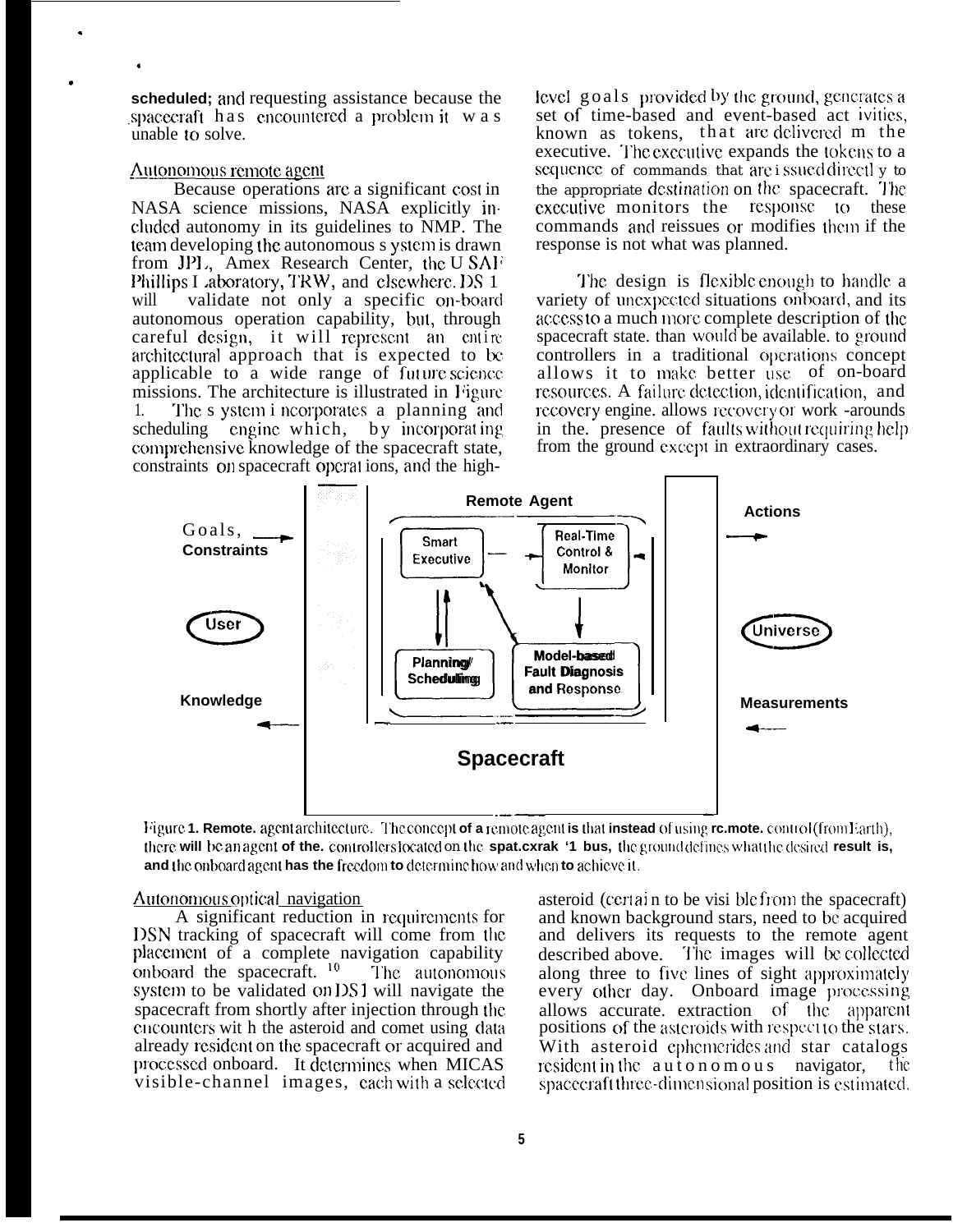**scheduled;** and requesting assistance because the spacecraft has encountered a problem it was unable to solve.

Autonomous remote agent

Because operations are a significant cost in NASA science missions, NASA explicitly included autonomy in its guidelines to NMP. The team developing the autonomous system is drawn from JPL, Amex Research Center, the USAF Phillips Laboratory, TRW, and elsewhere. DS 1 will validate not only a specific on-board autonomous operation capability, but, through careful design, it will represent an entire architectural approach that is expected to be applicable to a wide range of future science missions. The architecture is illustrated in Figure 1. The system incorporates a planning and scheduling engine which, by incorporating comprehensive knowledge of the spacecraft state, constraints on spacecraft operations, and the high-level goals provided by the ground, generates a set of time-based and event-based activities, known as tokens, that are delivered m the executive. The executive expands the tokens to a sequence of commands that are issued directly to the appropriate destination on the spacecraft. The executive monitors the response to these commands and reissues or modifies them if the response is not what was planned.

The design is flexible enough to handle a variety of unexpected situations onboard, and its access to a much more complete description of the spacecraft state. than would be available. to ground controllers in a traditional operations concept allows it to make better use of on-board resources. A failure detection, identification, and recovery engine. allows recovery or work -arounds in the. presence of faults without requiring help from the ground except in extraordinary cases.

Figure 1. Remote. agent architecture. The concept of a remote agent is that instead of using remote. control (from Earth), there will be an agent of the. controllers located on the spacecraft bus, the ground defines what the desired result is, and the onboard agent has the freedom to determine how and when to achieve it.

Autonomous optical navigation

A significant reduction in requirements for DSN tracking of spacecraft will come from the placement of a complete navigation capability onboard the spacecraft. [10] The autonomous system to be validated on DS1 will navigate the spacecraft from shortly after injection through the encounters with the asteroid and comet using data already resident on the spacecraft or acquired and processed onboard. It determines when MICAS visible-channel images, each with a selected asteroid (certain to be visible from the spacecraft) and known background stars, need to be acquired and delivers its requests to the remote agent described above. The images will be collected along three to five lines of sight approximately every other day. Onboard image processing allows accurate. extraction of the apparent positions of the asteroids with respect to the stars. With asteroid ephemerides and star catalogs resident in the autonomous navigator, the spacecraft three-dimensional position is estimated.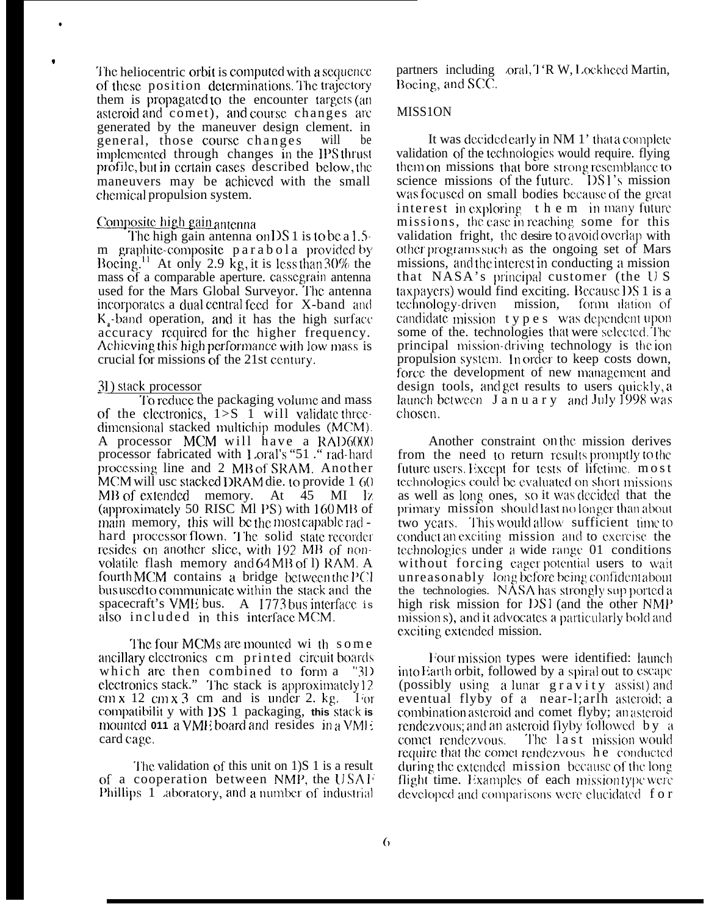The heliocentric orbit is computed with a sequence of these position determinations. The trajectory them is propagated to the encounter targets (an asteroid and comet), and course changes are generated by the maneuver design clement. in general, those course changes will be implemented through changes in the IPS thrust profile, but in certain cases described below, the maneuvers may be achieved with the small chemical propulsion system.

### Composite high gain antenna

The high gain antenna on DS 1 is to be a 1.5-m graphite-composite parabola provided by Boeing.[11] At only 2.9 kg, it is less than 30% the mass of a comparable aperture. cassegrain antenna used for the Mars Global Surveyor. The antenna incorporates a dual central feed for X-band and $K_a$-band operation, and it has the high surface accuracy required for the higher frequency. Achieving this high performance with low mass is crucial for missions of the 21st century.

### 3D stack processor

To reduce the packaging volume and mass of the electronics, DS 1 will validate three-dimensional stacked multichip modules (MCM). A processor MCM will have a RAD6000 processor fabricated with Loral's "51 ." rad-hard processing line and 2 MB of SRAM. Another MCM will use stacked DRAM die. to provide 1 60 MB of extended memory. At 45 MHz (approximately 50 RISC MIPS) with 160 MB of main memory, this will be the most capable rad-hard processor flown. The solid state recorder resides on another slice, with 192 MB of non-volatile flash memory and 64 MB of DRAM. A fourth MCM contains a bridge between the PCI bus used to communicate within the stack and the spacecraft's VME bus. A 1773 bus interface is also included in this interface MCM.

The four MCMs are mounted with some ancillary electronics cm printed circuit boards which are then combined to form a "3D electronics stack." The stack is approximately 12 cm x 12 cm x 3 cm and is under 2. kg. For compatibility with DS 1 packaging, this stack is mounted on a VME board and resides in a VME card cage.

The validation of this unit on DS 1 is a result of a cooperation between NMP, the USAF Phillips Laboratory, and a number of industrial partners including Loral, TRW, Lockheed Martin, Boeing, and SCC.

## MISSION

It was decided early in NM 1' that a complete validation of the technologies would require. flying them on missions that bore strong resemblance to science missions of the future. DS1's mission was focused on small bodies because of the great interest in exploring them in many future missions, the ease in reaching some for this validation fright, the desire to avoid overlap with other programs such as the ongoing set of Mars missions, and the interest in conducting a mission that NASA's principal customer (the U S taxpayers) would find exciting. Because DS 1 is a technology-driven mission, formulation of candidate mission types was dependent upon some of the. technologies that were selected. The principal mission-driving technology is the ion propulsion system. In order to keep costs down, force the development of new management and design tools, and get results to users quickly, a launch between January and July 1998 was chosen.

Another constraint on the mission derives from the need to return results promptly to the future users. Except for tests of lifetime, most technologies could be evaluated on short missions as well as long ones, so it was decided that the primary mission should last no longer than about two years. This would allow sufficient time to conduct an exciting mission and to exercise the technologies under a wide range 01 conditions without forcing eager potential users to wait unreasonably long before being confident about the technologies. NASA has strongly supported a high risk mission for DS1 (and the other NMP missions), and it advocates a particularly bold and exciting extended mission.

Four mission types were identified: launch into Earth orbit, followed by a spiral out to escape (possibly using a lunar gravity assist) and eventual flyby of a near-Earth asteroid; a combination asteroid and comet flyby; an asteroid rendezvous; and an asteroid flyby followed by a comet rendezvous. The last mission would require that the comet rendezvous be conducted during the extended mission because of the long flight time. Examples of each mission type were developed and comparisons were elucidated for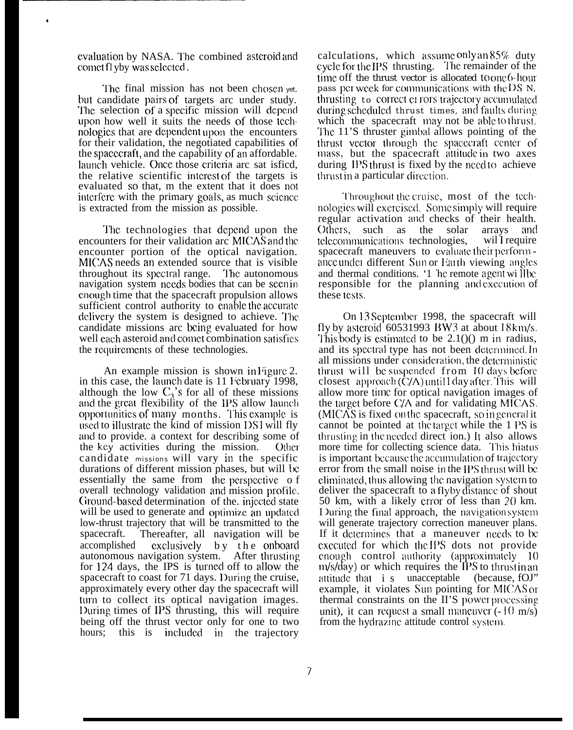evaluation by NASA. The combined asteroid and comet fl yby was selected.

The final mission has not been chosen yet, but candidate pairs of targets arc under study. The selection of a specific mission will depend upon how well it suits the needs of those technologies that are dependent upon the encounters for their validation, the negotiated capabilities of the spacecraft, and the capability of an affordable. launch vehicle. Once those criteria arc sat isficd, the relative scientific interest of the targets is evaluated so that, m the extent that it does not interfere with the primary goals, as much science is extracted from the mission as possible.

The technologies that depend upon the encounters for their validation arc MICAS and the encounter portion of the optical navigation. MICAS needs an extended source that is visible throughout its spectral range. The autonomous navigation system needs bodies that can be seen in enough time that the spacecraft propulsion allows sufficient control authority to enable the accurate delivery the system is designed to achieve. The candidate missions arc being evaluated for how well each asteroid and comet combination satisfies the requirements of these technologies.

An example mission is shown in Figure 2. in this case, the launch date is 11 February 1998, although the low $C_3$'s for all of these missions and the great flexibility of the IPS allow launch opportunities of many months. This example is used to illustrate the kind of mission DS1 will fly and to provide. a context for describing some of the key activities during the mission. Other candidate missions will vary in the specific durations of different mission phases, but will be essentially the same from the perspective o f overall technology validation and mission profile. Ground-based determination of the. injected state will be used to generate and optimize an updated low-thrust trajectory that will be transmitted to the spacecraft. Thereafter, all navigation will be accomplished exclusively by the onboard autonomous navigation system. After thrusting for 124 days, the IPS is turned off to allow the spacecraft to coast for 71 days. During the cruise, approximately every other day the spacecraft will turn to collect its optical navigation images. During times of IPS thrusting, this will require being off the thrust vector only for one to two hours; this is included in the trajectory calculations, which assume only an 85% duty cycle for the IPS thrusting. The remainder of the time off the thrust vector is allocated to one 6-hour pass per week for communications with the DS N, thrusting to correct er rors trajectory accumulated during scheduled thrust times, and faults during which the spacecraft may not be able to thrust. The 11'S thruster gimbal allows pointing of the thrust vector through the spacecraft center of mass, but the spacecraft attitude in two axes during IPS thrust is fixed by the need to achieve thrust in a particular direction.

Throughout the cruise, most of the technologies will exercised. Some simply will require regular activation and checks of their health. Others, such as the solar arrays and telecommunications technologies, wil l require spacecraft maneuvers to evaluate their performance under different Sun or Earth viewing angles and thermal conditions. '1 'he remote agent wi ll be responsible for the planning and execution of these tests.

On 13 September 1998, the spacecraft will fly by asteroid 60531993 BW3 at about 18 km/s. This body is estimated to be 2.1()() m in radius, and its spectral type has not been determined. In all missions under consideration, the deterministic thrust will be suspended from 10 days before closest approach (C/A) until 1 day after. This will allow more time for optical navigation images of the target before C/A and for validating MICAS. (MICAS is fixed on the spacecraft, so in general it cannot be pointed at the target while the 1 PS is thrusting in the needed direct ion.) It also allows more time for collecting science data. This hiatus is important because the accumulation of trajectory error from the small noise in the IPS thrust will be eliminated, thus allowing the navigation system to deliver the spacecraft to a flyby distance of shout 50 km, with a likely error of less than 20 km. During the final approach, the navigation system will generate trajectory correction maneuver plans. If it determines that a maneuver needs to be executed for which the IPS dots not provide enough control authority (approximately 10 m/s/day) or which requires the IPS to thrust in an attitude that i s unacceptable (because, fOJ" example, it violates Sun pointing for MICAS or thermal constraints on the II'S power processing unit), it can request a small maneuver (- 10 m/s) from the hydrazine attitude control system.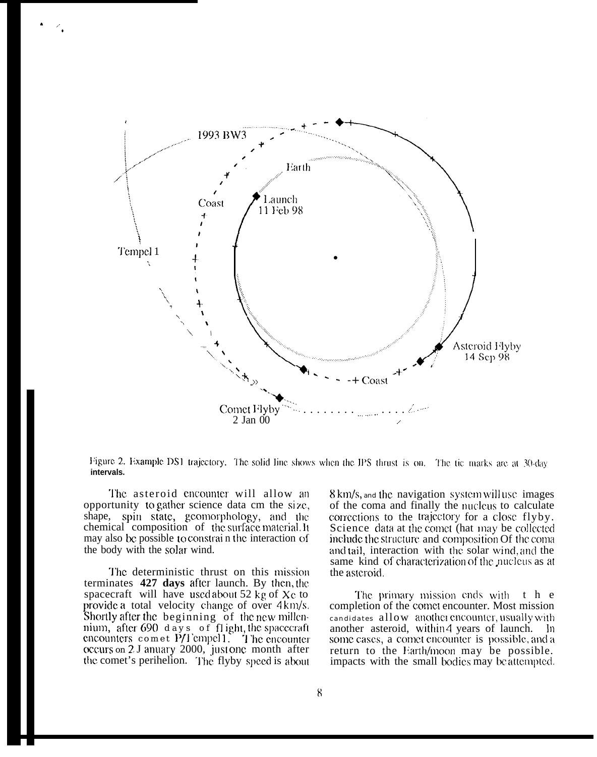Figure 2. Example DS1 trajectory. The solid line shows when the IPS thrust is on. The tic marks are at 30-day intervals.

The asteroid encounter will allow an opportunity to gather science data on the size, shape, spin state, geomorphology, and the chemical composition of the surface material. It may also be possible to constrain the interaction of the body with the solar wind.

The deterministic thrust on this mission terminates **427 days** after launch. By then, the spacecraft will have used about 52 kg of Xe to provide a total velocity change of over 4 km/s. Shortly after the beginning of the new millennium, after 690 days of flight, the spacecraft encounters comet P/Tempel 1. The encounter occurs on 2 January 2000, just one month after the comet's perihelion. The flyby speed is about 8 km/s, and the navigation system will use images of the coma and finally the nucleus to calculate corrections to the trajectory for a close flyby. Science data at the comet that may be collected include the structure and composition of the coma and tail, interaction with the solar wind, and the same kind of characterization of the nucleus as at the asteroid.

The primary mission ends with the completion of the comet encounter. Most mission candidates allow another encounter, usually with another asteroid, within 4 years of launch. In some cases, a comet encounter is possible, and a return to the Earth/moon may be possible. Impacts with the small bodies may be attempted.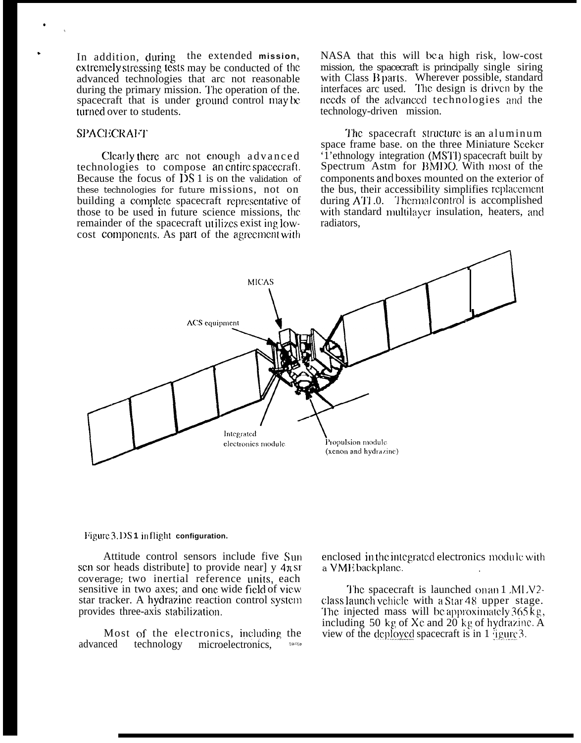In addition, during the extended mission, extremely stressing tests may be conducted of the advanced technologies that are not reasonable during the primary mission. The operation of the spacecraft that is under ground control may be turned over to students.

## SPACECRAFT

Clearly there are not enough advanced technologies to compose an entire spacecraft. Because the focus of DS 1 is on the validation of these technologies for future missions, not on building a complete spacecraft representative of those to be used in future science missions, the remainder of the spacecraft utilizes existing low-cost components. As part of the agreement with NASA that this will be a high risk, low-cost mission, the spacecraft is principally single string with Class B parts. Wherever possible, standard interfaces are used. The design is driven by the needs of the advanced technologies and the technology-driven mission.

The spacecraft structure is an aluminum space frame base. on the three Miniature Seeker Technology integration (MSTI) spacecraft built by Spectrum Astro for BMDO. With most of the components and boxes mounted on the exterior of the bus, their accessibility simplifies replacement during ATLO. Thermal control is accomplished with standard multilayer insulation, heaters, and radiators,

Figure 3. DS 1 inflight configuration.

Attitude control sensors include five Sun sensor heads distributed to provide nearly $4\pi$ sr coverage; two inertial reference units, each sensitive in two axes; and one wide field of view star tracker. A hydrazine reaction control system provides three-axis stabilization.

Most of the electronics, including the advanced technology microelectronics, are enclosed in the integrated electronics module with a VME backplane.

The spacecraft is launched on an LMLV2-class launch vehicle with a Star 48 upper stage. The injected mass will be approximately 365 kg, including 50 kg of Xe and 20 kg of hydrazine. A view of the deployed spacecraft is in Figure 3.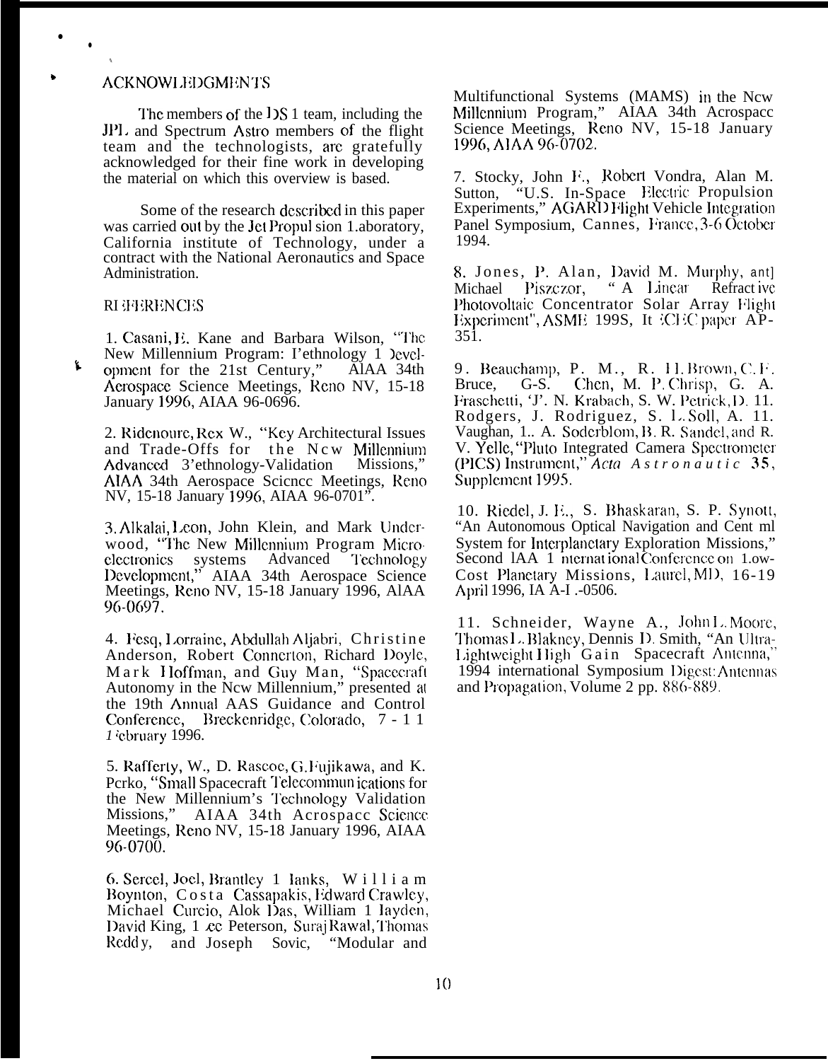## ACKNOWLEDGMENTS

The members of the DS 1 team, including the JPL and Spectrum Astro members of the flight team and the technologists, are gratefully acknowledged for their fine work in developing the material on which this overview is based.

Some of the research described in this paper was carried out by the Jet Propul sion 1.aboratory, California institute of Technology, under a contract with the National Aeronautics and Space Administration.

## REFERENCES

1. Casani, E. Kane and Barbara Wilson, "The New Millennium Program: I'ethnology 1 Development for the 21st Century," AIAA 34th Aerospace Science Meetings, Reno NV, 15-18 January 1996, AIAA 96-0696.

2. Ridenoure, Rex W., "Key Architectural Issues and Trade-Offs for the New Millennium Advanced 3'ethnology-Validation Missions," AIAA 34th Aerospace Science Meetings, Reno NV, 15-18 January 1996, AIAA 96-0701".

3. Alkalai, Leon, John Klein, and Mark Underwood, "The New Millennium Program Microelectronics systems Advanced Technology Development," AIAA 34th Aerospace Science Meetings, Reno NV, 15-18 January 1996, AIAA 96-0697.

4. Fesq, Lorraine, Abdullah Aljabri, Christine Anderson, Robert Connerton, Richard Doyle, Mark Hoffman, and Guy Man, "Spacecraft Autonomy in the New Millennium," presented at the 19th Annual AAS Guidance and Control Conference, Breckenridge, Colorado, 7 - 1 1 February 1996.

5. Rafferty, W., D. Rascoe, G. Fujikawa, and K. Perko, "Small Spacecraft Telecommunications for the New Millennium's Technology Validation Missions," AIAA 34th Aerospace Science Meetings, Reno NV, 15-18 January 1996, AIAA 96-0700.

6. Sercel, Joel, Brantley Hanks, William Boynton, Costa Cassapakis, Edward Crawley, Michael Curcio, Alok Das, William Hayden, David King, Lee Peterson, Suraj Rawal, Thomas Reddy, and Joseph Sovic, "Modular and Multifunctional Systems (MAMS) in the New Millennium Program," AIAA 34th Aerospace Science Meetings, Reno NV, 15-18 January 1996, AIAA 96-0702.

7. Stocky, John F., Robert Vondra, Alan M. Sutton, "U.S. In-Space Electric Propulsion Experiments," AGARD Flight Vehicle Integration Panel Symposium, Cannes, France, 3-6 October 1994.

8. Jones, P. Alan, David M. Murphy, and Michael Piszczor, "A Linear Refractive Photovoltaic Concentrator Solar Array Flight Experiment", ASME 1995, IECEC paper AP-351.

9. Beauchamp, P. M., R. H. Brown, C. F. Bruce, G-S. Chen, M. P. Chrisp, G. A. Fraschetti, 'J'. N. Krabach, S. W. Petrick, D. H. Rodgers, J. Rodriguez, S. L. Soll, A. H. Vaughan, L. A. Soderblom, B. R. Sandel, and R. V. Yelle, "Pluto Integrated Camera Spectrometer (PICS) Instrument," *Acta Astronautic* 35, Supplement 1995.

10. Riedel, J. E., S. Bhaskaran, S. P. Synott, "An Autonomous Optical Navigation and Cent ml System for Interplanetary Exploration Missions," Second IAA 1 nternational Conference on Low-Cost Planetary Missions, Laurel, MD, 16-19 April 1996, IA A-I .-0506.

11. Schneider, Wayne A., John L. Moore, Thomas L. Blakney, Dennis D. Smith, "An Ultra-Lightweight High Gain Spacecraft Antenna," 1994 international Symposium Digest: Antennas and Propagation, Volume 2 pp. 886-889.